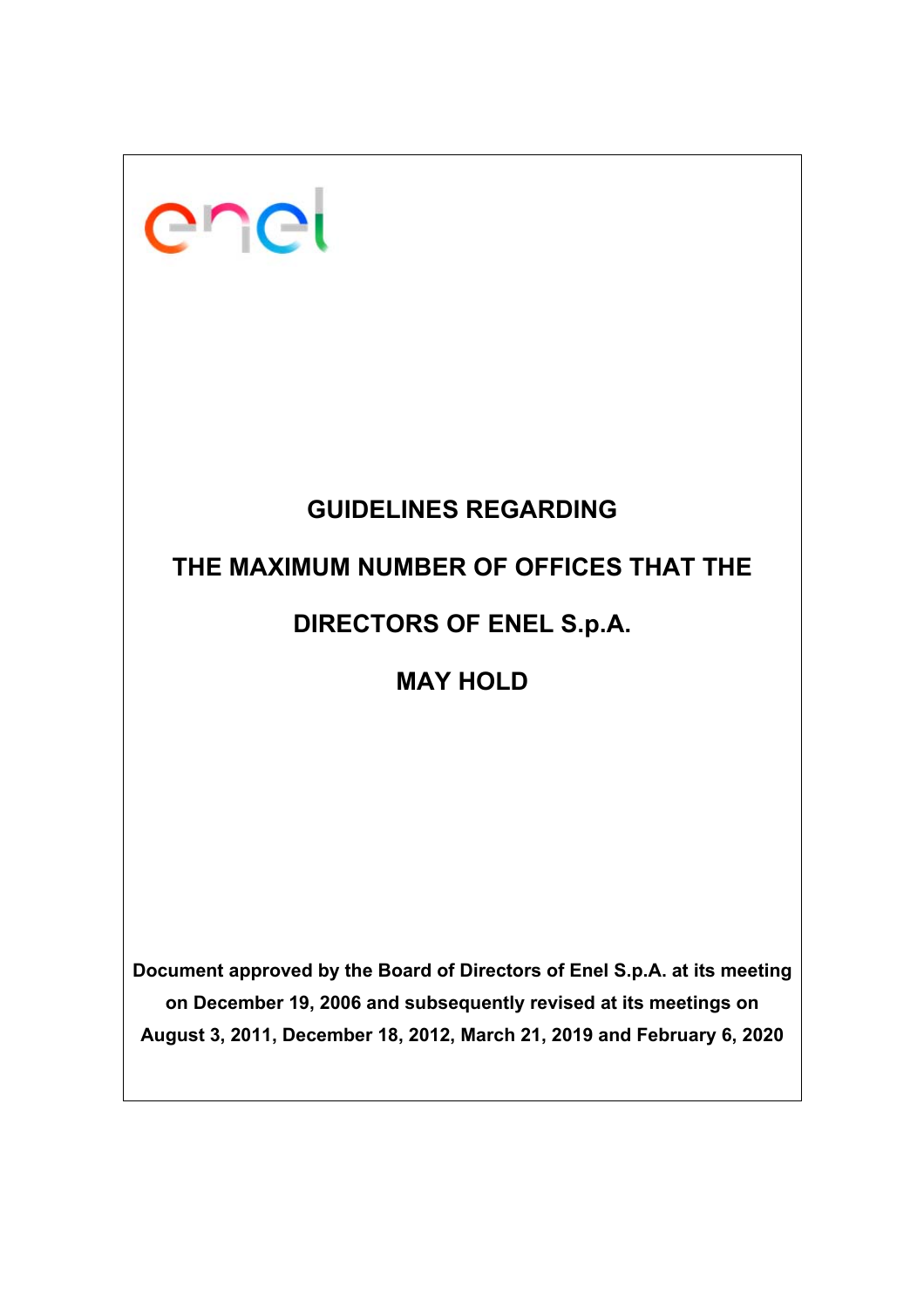# GUIDELINES REGARDING THE MAXIMUM NUMBER OF OFFICES THAT THE DIRECTORS OF ENEL S.p.A. MAY HOLD

**Document approved by the Board of Directors of Enel S.p.A. at its meeting on December 19, 2006 and subsequently revised at its meetings on August 3, 2011, December 18, 2012, March 21, 2019 and February 6, 2020**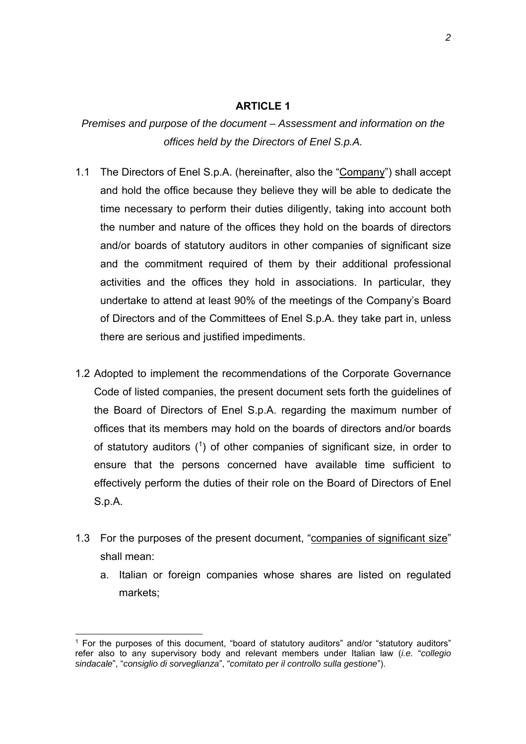## ARTICLE 1

*Premises and purpose of the document – Assessment and information on the offices held by the Directors of Enel S.p.A.*

1.1 The Directors of Enel S.p.A. (hereinafter, also the "Company") shall accept and hold the office because they believe they will be able to dedicate the time necessary to perform their duties diligently, taking into account both the number and nature of the offices they hold on the boards of directors and/or boards of statutory auditors in other companies of significant size and the commitment required of them by their additional professional activities and the offices they hold in associations. In particular, they undertake to attend at least 90% of the meetings of the Company's Board of Directors and of the Committees of Enel S.p.A. they take part in, unless there are serious and justified impediments.

1.2 Adopted to implement the recommendations of the Corporate Governance Code of listed companies, the present document sets forth the guidelines of the Board of Directors of Enel S.p.A. regarding the maximum number of offices that its members may hold on the boards of directors and/or boards of statutory auditors ([1]) of other companies of significant size, in order to ensure that the persons concerned have available time sufficient to effectively perform the duties of their role on the Board of Directors of Enel S.p.A.

1.3 For the purposes of the present document, "companies of significant size" shall mean:

   a. Italian or foreign companies whose shares are listed on regulated markets;

[1] For the purposes of this document, "board of statutory auditors" and/or "statutory auditors" refer also to any supervisory body and relevant members under Italian law (*i.e.* "*collegio sindacale*", "*consiglio di sorveglianza*", "*comitato per il controllo sulla gestione*").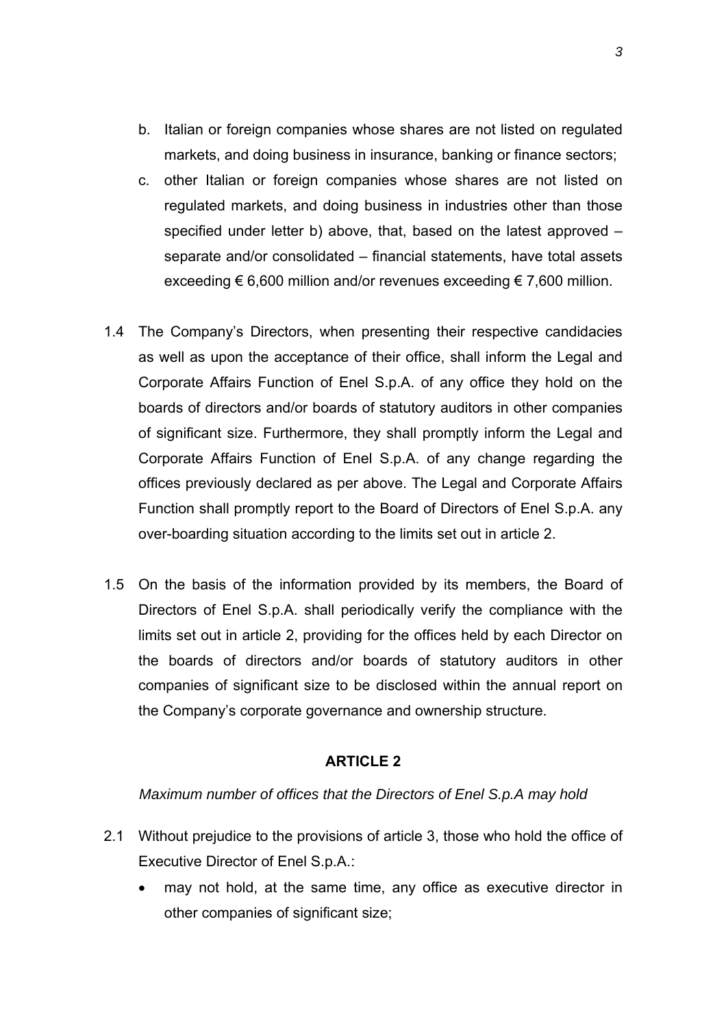b. Italian or foreign companies whose shares are not listed on regulated markets, and doing business in insurance, banking or finance sectors;

c. other Italian or foreign companies whose shares are not listed on regulated markets, and doing business in industries other than those specified under letter b) above, that, based on the latest approved – separate and/or consolidated – financial statements, have total assets exceeding € 6,600 million and/or revenues exceeding € 7,600 million.

1.4 The Company's Directors, when presenting their respective candidacies as well as upon the acceptance of their office, shall inform the Legal and Corporate Affairs Function of Enel S.p.A. of any office they hold on the boards of directors and/or boards of statutory auditors in other companies of significant size. Furthermore, they shall promptly inform the Legal and Corporate Affairs Function of Enel S.p.A. of any change regarding the offices previously declared as per above. The Legal and Corporate Affairs Function shall promptly report to the Board of Directors of Enel S.p.A. any over-boarding situation according to the limits set out in article 2.

1.5 On the basis of the information provided by its members, the Board of Directors of Enel S.p.A. shall periodically verify the compliance with the limits set out in article 2, providing for the offices held by each Director on the boards of directors and/or boards of statutory auditors in other companies of significant size to be disclosed within the annual report on the Company's corporate governance and ownership structure.

## ARTICLE 2

*Maximum number of offices that the Directors of Enel S.p.A may hold*

2.1 Without prejudice to the provisions of article 3, those who hold the office of Executive Director of Enel S.p.A.:

- may not hold, at the same time, any office as executive director in other companies of significant size;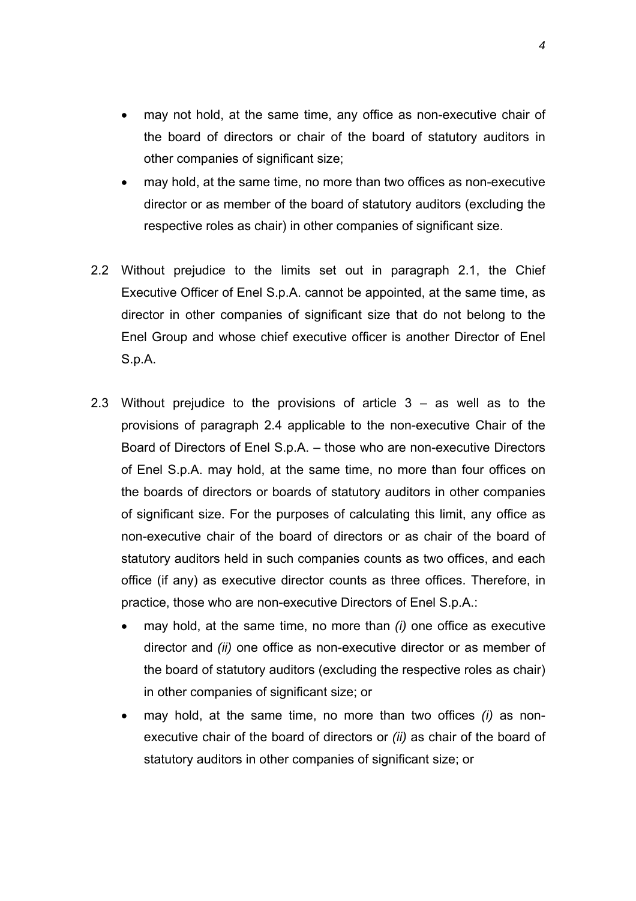- may not hold, at the same time, any office as non-executive chair of the board of directors or chair of the board of statutory auditors in other companies of significant size;
- may hold, at the same time, no more than two offices as non-executive director or as member of the board of statutory auditors (excluding the respective roles as chair) in other companies of significant size.

2.2 Without prejudice to the limits set out in paragraph 2.1, the Chief Executive Officer of Enel S.p.A. cannot be appointed, at the same time, as director in other companies of significant size that do not belong to the Enel Group and whose chief executive officer is another Director of Enel S.p.A.

2.3 Without prejudice to the provisions of article 3 – as well as to the provisions of paragraph 2.4 applicable to the non-executive Chair of the Board of Directors of Enel S.p.A. – those who are non-executive Directors of Enel S.p.A. may hold, at the same time, no more than four offices on the boards of directors or boards of statutory auditors in other companies of significant size. For the purposes of calculating this limit, any office as non-executive chair of the board of directors or as chair of the board of statutory auditors held in such companies counts as two offices, and each office (if any) as executive director counts as three offices. Therefore, in practice, those who are non-executive Directors of Enel S.p.A.:

- may hold, at the same time, no more than *(i)* one office as executive director and *(ii)* one office as non-executive director or as member of the board of statutory auditors (excluding the respective roles as chair) in other companies of significant size; or
- may hold, at the same time, no more than two offices *(i)* as non-executive chair of the board of directors or *(ii)* as chair of the board of statutory auditors in other companies of significant size; or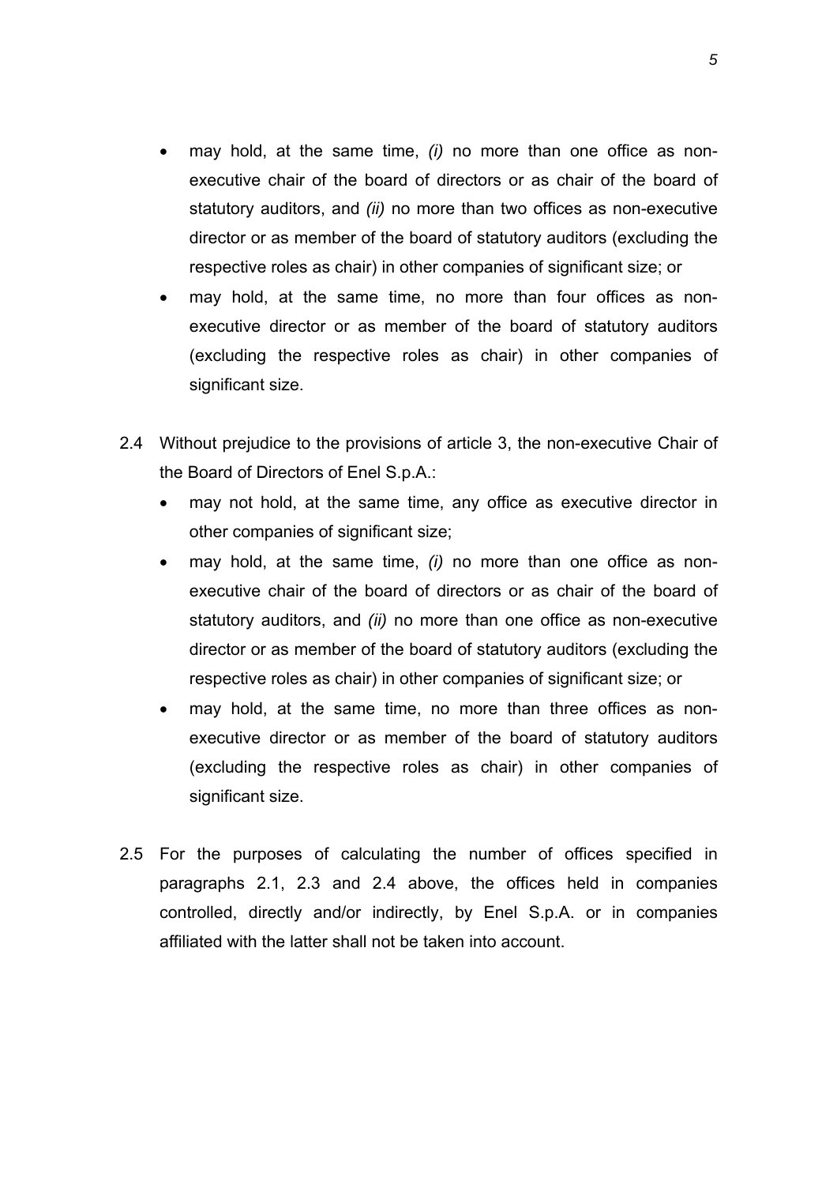- may hold, at the same time, *(i)* no more than one office as non-executive chair of the board of directors or as chair of the board of statutory auditors, and *(ii)* no more than two offices as non-executive director or as member of the board of statutory auditors (excluding the respective roles as chair) in other companies of significant size; or
- may hold, at the same time, no more than four offices as non-executive director or as member of the board of statutory auditors (excluding the respective roles as chair) in other companies of significant size.

2.4 Without prejudice to the provisions of article 3, the non-executive Chair of the Board of Directors of Enel S.p.A.:

- may not hold, at the same time, any office as executive director in other companies of significant size;
- may hold, at the same time, *(i)* no more than one office as non-executive chair of the board of directors or as chair of the board of statutory auditors, and *(ii)* no more than one office as non-executive director or as member of the board of statutory auditors (excluding the respective roles as chair) in other companies of significant size; or
- may hold, at the same time, no more than three offices as non-executive director or as member of the board of statutory auditors (excluding the respective roles as chair) in other companies of significant size.

2.5 For the purposes of calculating the number of offices specified in paragraphs 2.1, 2.3 and 2.4 above, the offices held in companies controlled, directly and/or indirectly, by Enel S.p.A. or in companies affiliated with the latter shall not be taken into account.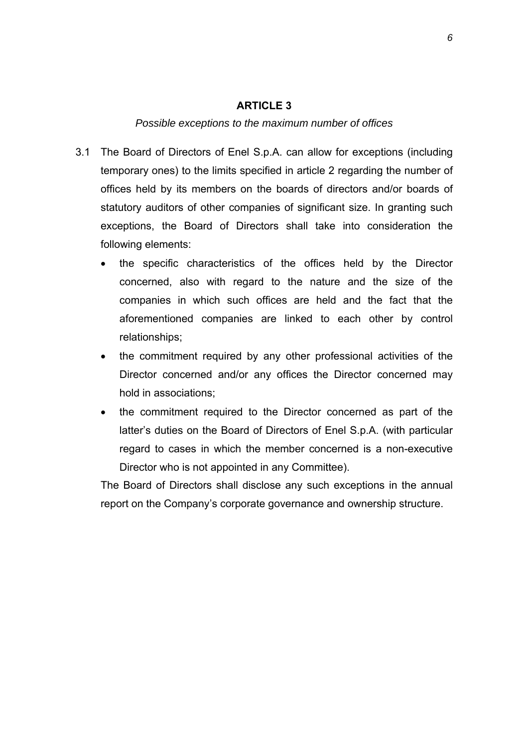## ARTICLE 3

*Possible exceptions to the maximum number of offices*

3.1 The Board of Directors of Enel S.p.A. can allow for exceptions (including temporary ones) to the limits specified in article 2 regarding the number of offices held by its members on the boards of directors and/or boards of statutory auditors of other companies of significant size. In granting such exceptions, the Board of Directors shall take into consideration the following elements:

- the specific characteristics of the offices held by the Director concerned, also with regard to the nature and the size of the companies in which such offices are held and the fact that the aforementioned companies are linked to each other by control relationships;
- the commitment required by any other professional activities of the Director concerned and/or any offices the Director concerned may hold in associations;
- the commitment required to the Director concerned as part of the latter's duties on the Board of Directors of Enel S.p.A. (with particular regard to cases in which the member concerned is a non-executive Director who is not appointed in any Committee).

The Board of Directors shall disclose any such exceptions in the annual report on the Company's corporate governance and ownership structure.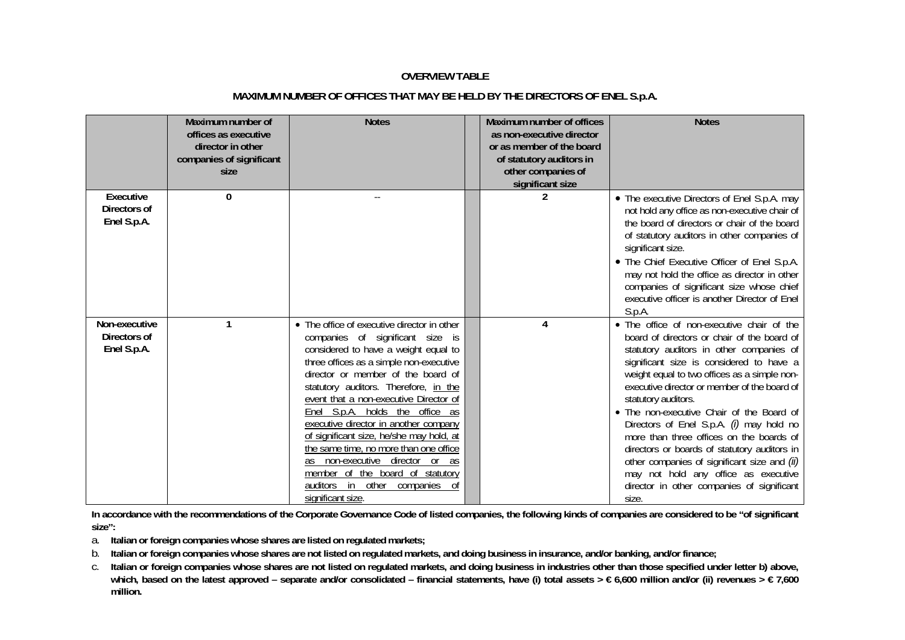**OVERVIEW TABLE**

**MAXIMUM NUMBER OF OFFICES THAT MAY BE HELD BY THE DIRECTORS OF ENEL S.p.A.**

| | Maximum number of offices as executive director in other companies of significant size | Notes | | Maximum number of offices as non-executive director or as member of the board of statutory auditors in other companies of significant size | Notes |
|---|---|---|---|---|---|
| **Executive Directors of Enel S.p.A.** | 0 | -- | | 2 | • The executive Directors of Enel S.p.A. may not hold any office as non-executive chair of the board of directors or chair of the board of statutory auditors in other companies of significant size.<br>• The Chief Executive Officer of Enel S.p.A. may not hold the office as director in other companies of significant size whose chief executive officer is another Director of Enel S.p.A. |
| **Non-executive Directors of Enel S.p.A.** | 1 | • The office of executive director in other companies of significant size is considered to have a weight equal to three offices as a simple non-executive director or member of the board of statutory auditors. Therefore, in the event that a non-executive Director of Enel S.p.A. holds the office as executive director in another company of significant size, he/she may hold, at the same time, no more than one office as non-executive director or as member of the board of statutory auditors in other companies of significant size. | | 4 | • The office of non-executive chair of the board of directors or chair of the board of statutory auditors in other companies of significant size is considered to have a weight equal to two offices as a simple non-executive director or member of the board of statutory auditors.<br>• The non-executive Chair of the Board of Directors of Enel S.p.A. *(i)* may hold no more than three offices on the boards of directors or boards of statutory auditors in other companies of significant size and *(ii)* may not hold any office as executive director in other companies of significant size. |

**In accordance with the recommendations of the Corporate Governance Code of listed companies, the following kinds of companies are considered to be "of significant size":**

a. **Italian or foreign companies whose shares are listed on regulated markets;**

b. **Italian or foreign companies whose shares are not listed on regulated markets, and doing business in insurance, and/or banking, and/or finance;**

c. **Italian or foreign companies whose shares are not listed on regulated markets, and doing business in industries other than those specified under letter b) above, which, based on the latest approved – separate and/or consolidated – financial statements, have (i) total assets > € 6,600 million and/or (ii) revenues > € 7,600 million.**